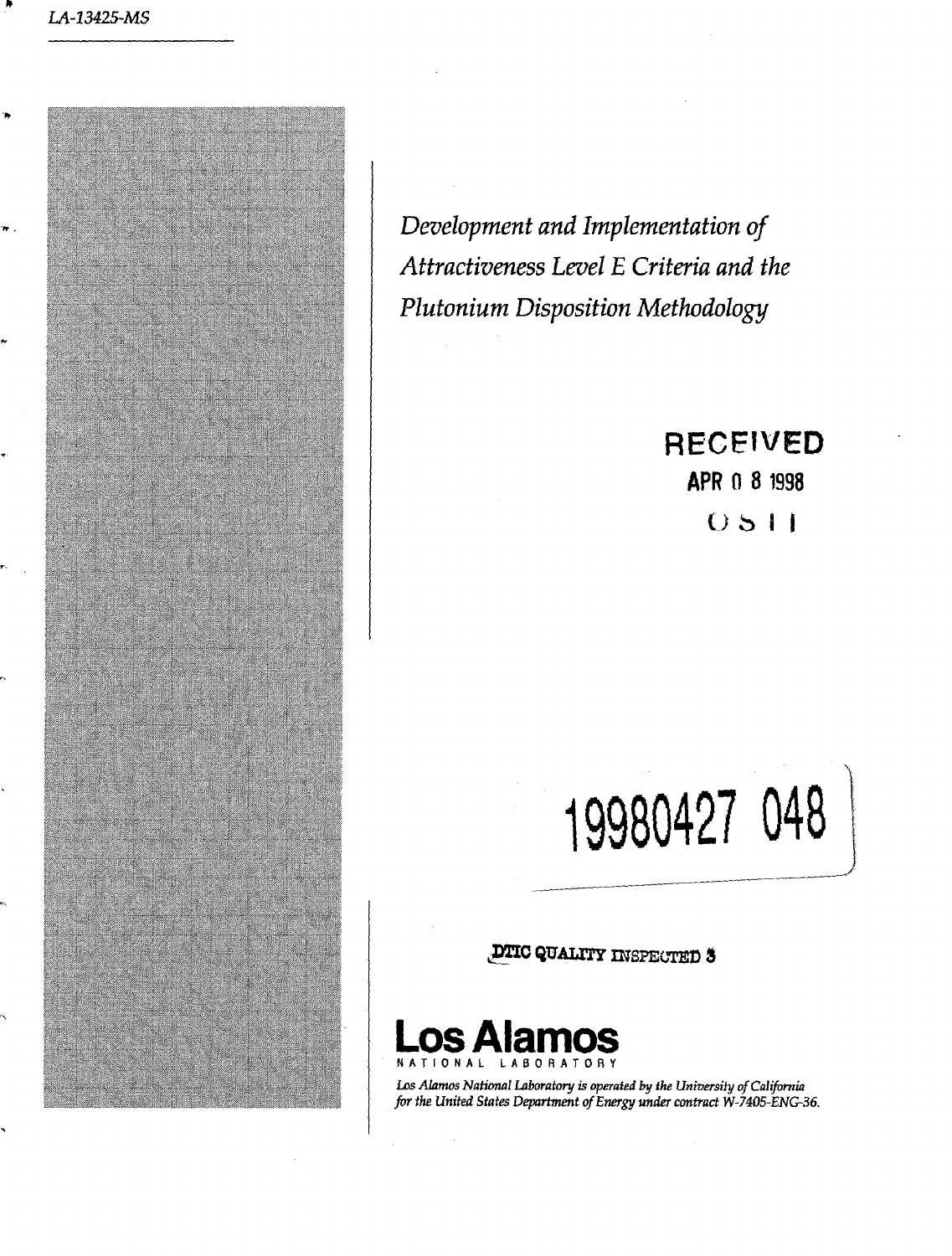LA-13425-MS

# *Development and Implementation of Attractiveness Level E Criteria and the Plutonium Disposition Methodology*

RECEIVED

APR 08 1998

OSTI

19980427 048

DTIC QUALITY INSPECTED 3

**Los Alamos**

NATIONAL LABORATORY

*Los Alamos National Laboratory is operated by the University of California for the United States Department of Energy under contract W-7405-ENG-36.*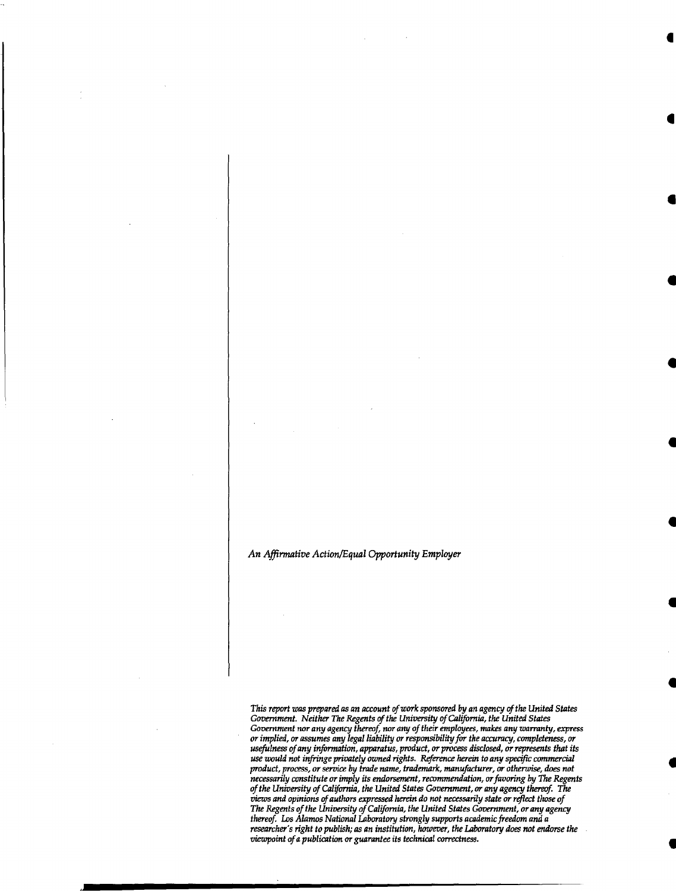*An Affirmative Action/Equal Opportunity Employer*

*This report was prepared as an account of work sponsored by an agency of the United States Government. Neither The Regents of the University of California, the United States Government nor any agency thereof, nor any of their employees, makes any warranty, express or implied, or assumes any legal liability or responsibility for the accuracy, completeness, or usefulness of any information, apparatus, product, or process disclosed, or represents that its use would not infringe privately owned rights. Reference herein to any specific commercial product, process, or service by trade name, trademark, manufacturer, or otherwise, does not necessarily constitute or imply its endorsement, recommendation, or favoring by The Regents of the University of California, the United States Government, or any agency thereof. The views and opinions of authors expressed herein do not necessarily state or reflect those of The Regents of the University of California, the United States Government, or any agency thereof. Los Alamos National Laboratory strongly supports academic freedom and a researcher's right to publish; as an institution, however, the Laboratory does not endorse the viewpoint of a publication or guarantee its technical correctness.*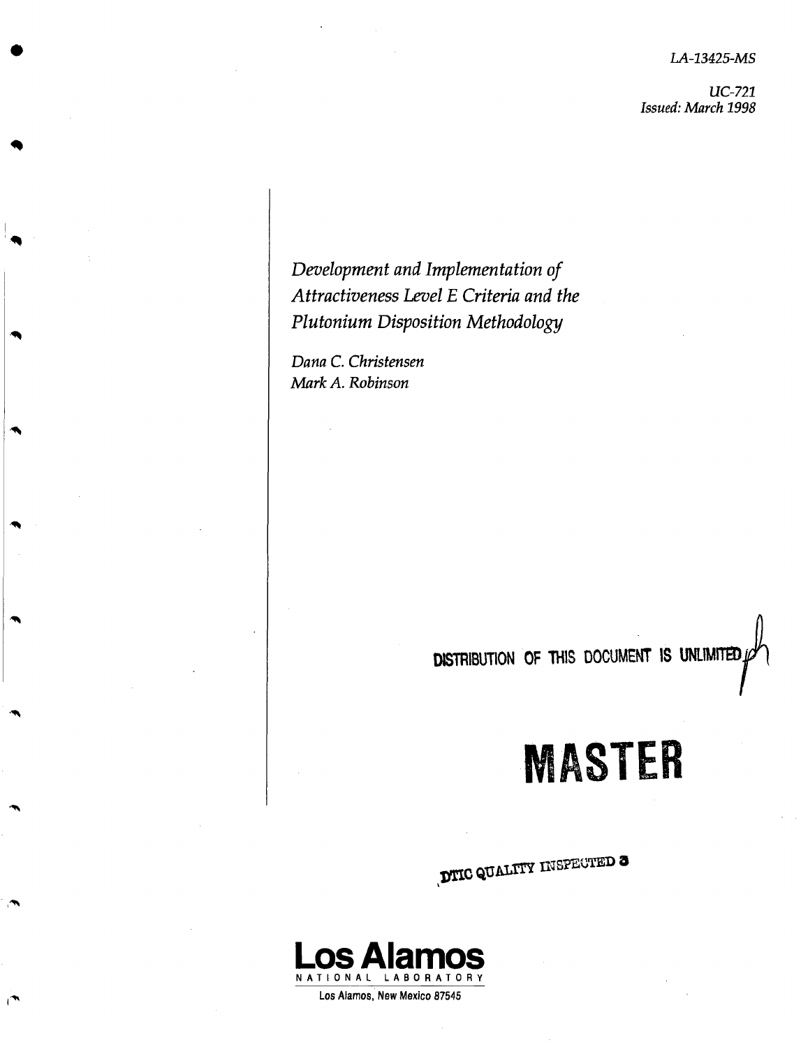*LA-13425-MS*

*UC-721*
*Issued: March 1998*

# *Development and Implementation of Attractiveness Level E Criteria and the Plutonium Disposition Methodology*

*Dana C. Christensen*
*Mark A. Robinson*

DISTRIBUTION OF THIS DOCUMENT IS UNLIMITED

MASTER

DTIC QUALITY INSPECTED 3

**Los Alamos**
NATIONAL LABORATORY
Los Alamos, New Mexico 87545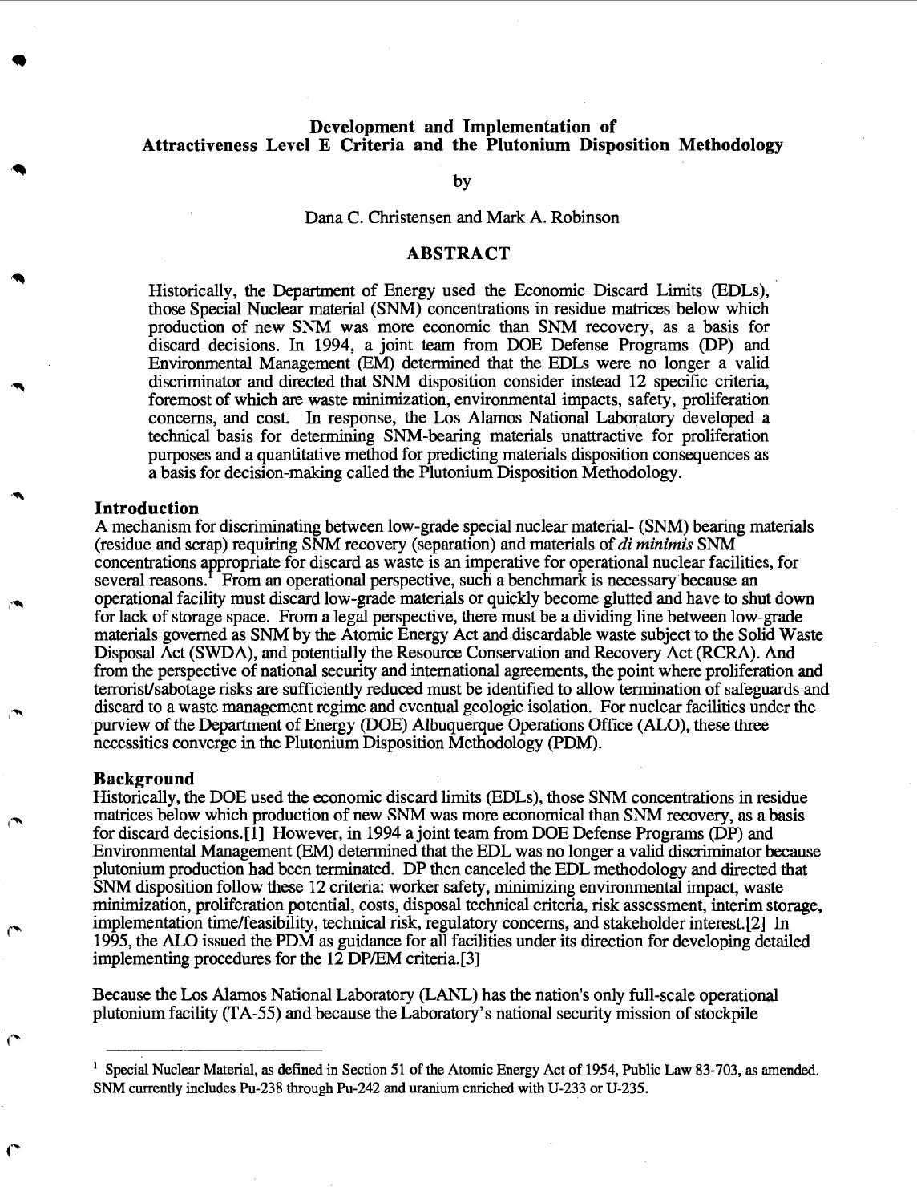# Development and Implementation of Attractiveness Level E Criteria and the Plutonium Disposition Methodology

by

Dana C. Christensen and Mark A. Robinson

## ABSTRACT

Historically, the Department of Energy used the Economic Discard Limits (EDLs), those Special Nuclear material (SNM) concentrations in residue matrices below which production of new SNM was more economic than SNM recovery, as a basis for discard decisions. In 1994, a joint team from DOE Defense Programs (DP) and Environmental Management (EM) determined that the EDLs were no longer a valid discriminator and directed that SNM disposition consider instead 12 specific criteria, foremost of which are waste minimization, environmental impacts, safety, proliferation concerns, and cost. In response, the Los Alamos National Laboratory developed a technical basis for determining SNM-bearing materials unattractive for proliferation purposes and a quantitative method for predicting materials disposition consequences as a basis for decision-making called the Plutonium Disposition Methodology.

### Introduction

A mechanism for discriminating between low-grade special nuclear material- (SNM) bearing materials (residue and scrap) requiring SNM recovery (separation) and materials of *di minimis* SNM concentrations appropriate for discard as waste is an imperative for operational nuclear facilities, for several reasons.[1] From an operational perspective, such a benchmark is necessary because an operational facility must discard low-grade materials or quickly become glutted and have to shut down for lack of storage space. From a legal perspective, there must be a dividing line between low-grade materials governed as SNM by the Atomic Energy Act and discardable waste subject to the Solid Waste Disposal Act (SWDA), and potentially the Resource Conservation and Recovery Act (RCRA). And from the perspective of national security and international agreements, the point where proliferation and terrorist/sabotage risks are sufficiently reduced must be identified to allow termination of safeguards and discard to a waste management regime and eventual geologic isolation. For nuclear facilities under the purview of the Department of Energy (DOE) Albuquerque Operations Office (ALO), these three necessities converge in the Plutonium Disposition Methodology (PDM).

### Background

Historically, the DOE used the economic discard limits (EDLs), those SNM concentrations in residue matrices below which production of new SNM was more economical than SNM recovery, as a basis for discard decisions.[1] However, in 1994 a joint team from DOE Defense Programs (DP) and Environmental Management (EM) determined that the EDL was no longer a valid discriminator because plutonium production had been terminated. DP then canceled the EDL methodology and directed that SNM disposition follow these 12 criteria: worker safety, minimizing environmental impact, waste minimization, proliferation potential, costs, disposal technical criteria, risk assessment, interim storage, implementation time/feasibility, technical risk, regulatory concerns, and stakeholder interest.[2] In 1995, the ALO issued the PDM as guidance for all facilities under its direction for developing detailed implementing procedures for the 12 DP/EM criteria.[3]

Because the Los Alamos National Laboratory (LANL) has the nation's only full-scale operational plutonium facility (TA-55) and because the Laboratory's national security mission of stockpile

---

[1] Special Nuclear Material, as defined in Section 51 of the Atomic Energy Act of 1954, Public Law 83-703, as amended. SNM currently includes Pu-238 through Pu-242 and uranium enriched with U-233 or U-235.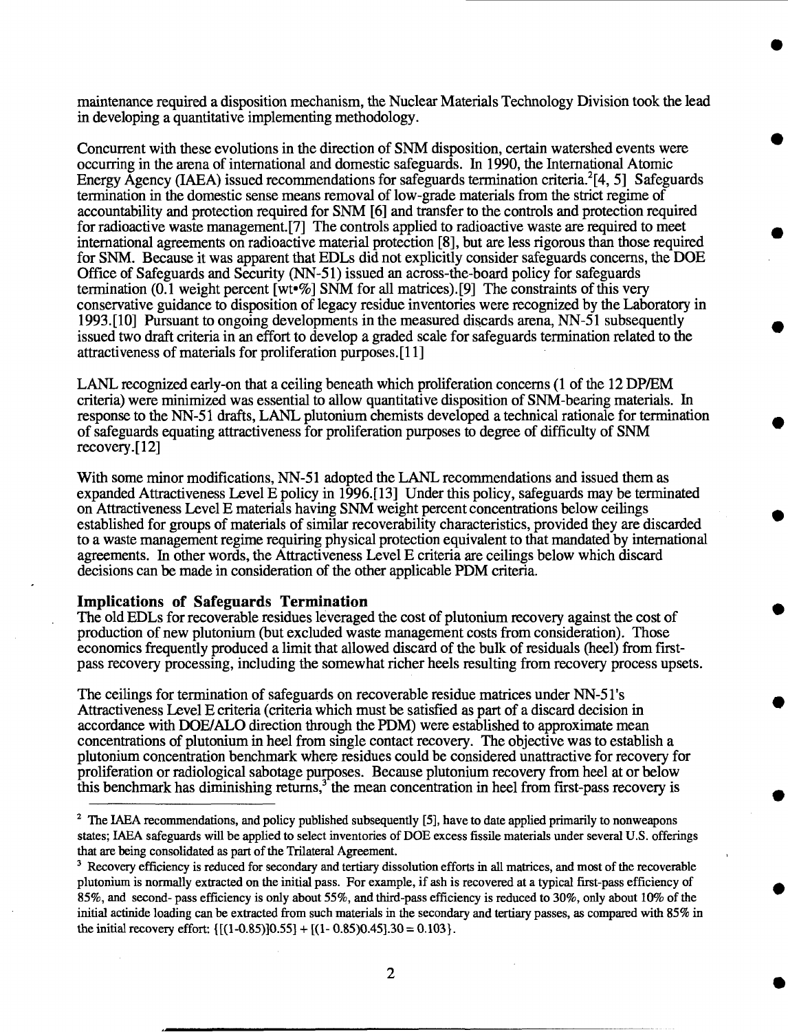maintenance required a disposition mechanism, the Nuclear Materials Technology Division took the lead in developing a quantitative implementing methodology.

Concurrent with these evolutions in the direction of SNM disposition, certain watershed events were occurring in the arena of international and domestic safeguards. In 1990, the International Atomic Energy Agency (IAEA) issued recommendations for safeguards termination criteria.[2][4, 5] Safeguards termination in the domestic sense means removal of low-grade materials from the strict regime of accountability and protection required for SNM [6] and transfer to the controls and protection required for radioactive waste management.[7] The controls applied to radioactive waste are required to meet international agreements on radioactive material protection [8], but are less rigorous than those required for SNM. Because it was apparent that EDLs did not explicitly consider safeguards concerns, the DOE Office of Safeguards and Security (NN-51) issued an across-the-board policy for safeguards termination (0.1 weight percent [wt•%] SNM for all matrices).[9] The constraints of this very conservative guidance to disposition of legacy residue inventories were recognized by the Laboratory in 1993.[10] Pursuant to ongoing developments in the measured discards arena, NN-51 subsequently issued two draft criteria in an effort to develop a graded scale for safeguards termination related to the attractiveness of materials for proliferation purposes.[11]

LANL recognized early-on that a ceiling beneath which proliferation concerns (1 of the 12 DP/EM criteria) were minimized was essential to allow quantitative disposition of SNM-bearing materials. In response to the NN-51 drafts, LANL plutonium chemists developed a technical rationale for termination of safeguards equating attractiveness for proliferation purposes to degree of difficulty of SNM recovery.[12]

With some minor modifications, NN-51 adopted the LANL recommendations and issued them as expanded Attractiveness Level E policy in 1996.[13] Under this policy, safeguards may be terminated on Attractiveness Level E materials having SNM weight percent concentrations below ceilings established for groups of materials of similar recoverability characteristics, provided they are discarded to a waste management regime requiring physical protection equivalent to that mandated by international agreements. In other words, the Attractiveness Level E criteria are ceilings below which discard decisions can be made in consideration of the other applicable PDM criteria.

### Implications of Safeguards Termination

The old EDLs for recoverable residues leveraged the cost of plutonium recovery against the cost of production of new plutonium (but excluded waste management costs from consideration). Those economics frequently produced a limit that allowed discard of the bulk of residuals (heel) from first-pass recovery processing, including the somewhat richer heels resulting from recovery process upsets.

The ceilings for termination of safeguards on recoverable residue matrices under NN-51's Attractiveness Level E criteria (criteria which must be satisfied as part of a discard decision in accordance with DOE/ALO direction through the PDM) were established to approximate mean concentrations of plutonium in heel from single contact recovery. The objective was to establish a plutonium concentration benchmark where residues could be considered unattractive for recovery for proliferation or radiological sabotage purposes. Because plutonium recovery from heel at or below this benchmark has diminishing returns,[3] the mean concentration in heel from first-pass recovery is

---

[2] The IAEA recommendations, and policy published subsequently [5], have to date applied primarily to nonweapons states; IAEA safeguards will be applied to select inventories of DOE excess fissile materials under several U.S. offerings that are being consolidated as part of the Trilateral Agreement.

[3] Recovery efficiency is reduced for secondary and tertiary dissolution efforts in all matrices, and most of the recoverable plutonium is normally extracted on the initial pass. For example, if ash is recovered at a typical first-pass efficiency of 85%, and second- pass efficiency is only about 55%, and third-pass efficiency is reduced to 30%, only about 10% of the initial actinide loading can be extracted from such materials in the secondary and tertiary passes, as compared with 85% in the initial recovery effort: $\{[(1-0.85)]0.55] + [(1- 0.85)0.45].30 = 0.103\}$.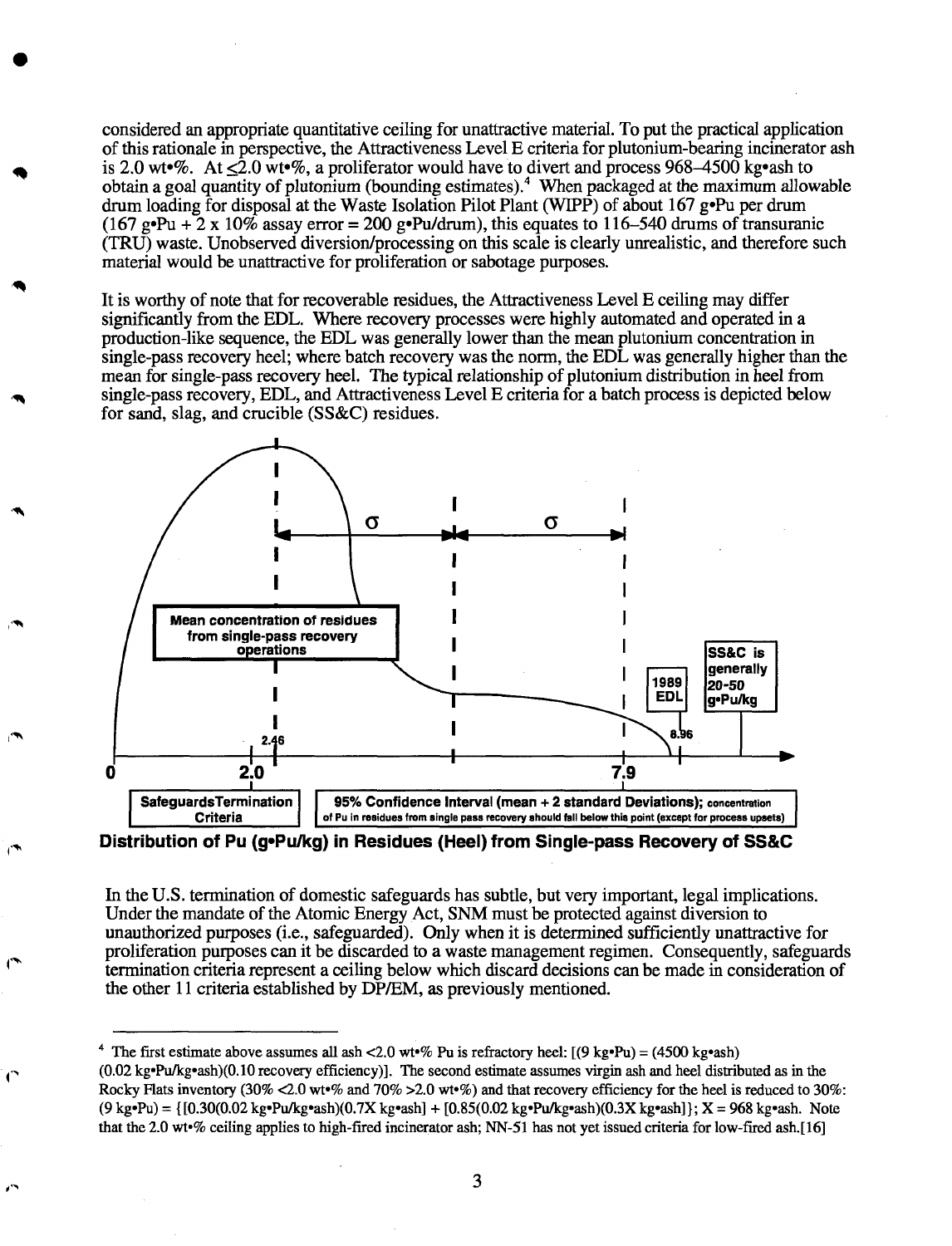considered an appropriate quantitative ceiling for unattractive material. To put the practical application of this rationale in perspective, the Attractiveness Level E criteria for plutonium-bearing incinerator ash is 2.0 wt•%. At ≤2.0 wt•%, a proliferator would have to divert and process 968–4500 kg•ash to obtain a goal quantity of plutonium (bounding estimates).[4] When packaged at the maximum allowable drum loading for disposal at the Waste Isolation Pilot Plant (WIPP) of about 167 g•Pu per drum (167 g•Pu + 2 x 10% assay error = 200 g•Pu/drum), this equates to 116–540 drums of transuranic (TRU) waste. Unobserved diversion/processing on this scale is clearly unrealistic, and therefore such material would be unattractive for proliferation or sabotage purposes.

It is worthy of note that for recoverable residues, the Attractiveness Level E ceiling may differ significantly from the EDL. Where recovery processes were highly automated and operated in a production-like sequence, the EDL was generally lower than the mean plutonium concentration in single-pass recovery heel; where batch recovery was the norm, the EDL was generally higher than the mean for single-pass recovery heel. The typical relationship of plutonium distribution in heel from single-pass recovery, EDL, and Attractiveness Level E criteria for a batch process is depicted below for sand, slag, and crucible (SS&C) residues.

**Distribution of Pu (g•Pu/kg) in Residues (Heel) from Single-pass Recovery of SS&C**

In the U.S. termination of domestic safeguards has subtle, but very important, legal implications. Under the mandate of the Atomic Energy Act, SNM must be protected against diversion to unauthorized purposes (i.e., safeguarded). Only when it is determined sufficiently unattractive for proliferation purposes can it be discarded to a waste management regimen. Consequently, safeguards termination criteria represent a ceiling below which discard decisions can be made in consideration of the other 11 criteria established by DP/EM, as previously mentioned.

---

[4] The first estimate above assumes all ash <2.0 wt•% Pu is refractory heel: [(9 kg•Pu) = (4500 kg•ash)(0.02 kg•Pu/kg•ash)(0.10 recovery efficiency)]. The second estimate assumes virgin ash and heel distributed as in the Rocky Flats inventory (30% <2.0 wt•% and 70% >2.0 wt•%) and that recovery efficiency for the heel is reduced to 30%: (9 kg•Pu) = {[0.30(0.02 kg•Pu/kg•ash)(0.7X kg•ash] + [0.85(0.02 kg•Pu/kg•ash)(0.3X kg•ash]}; X = 968 kg•ash. Note that the 2.0 wt•% ceiling applies to high-fired incinerator ash; NN-51 has not yet issued criteria for low-fired ash.[16]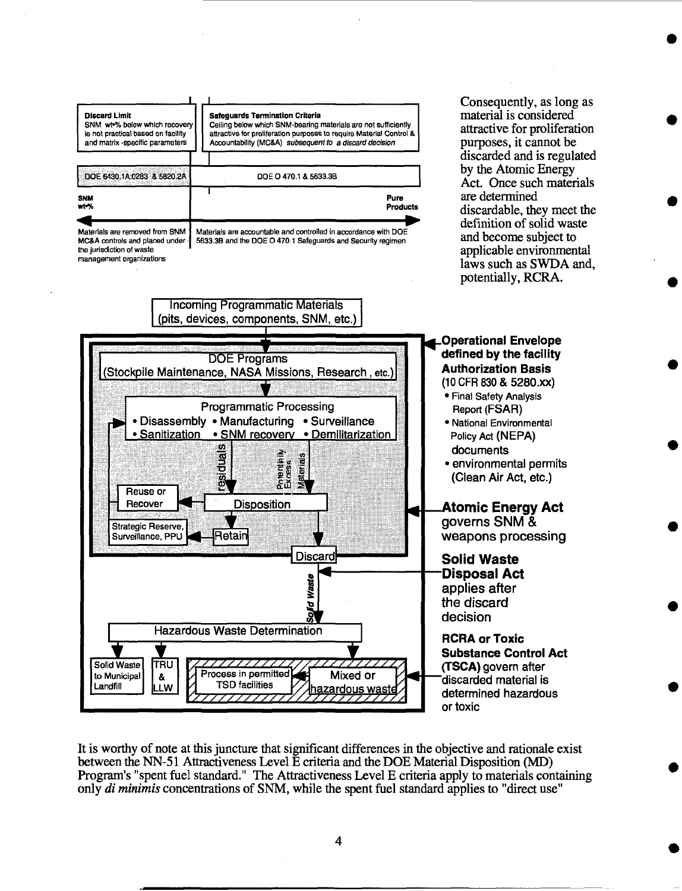Discard Limit
SNM wt% below which recovery is not practical based on facility and matrix-specific parameters

Safeguards Termination Criteria
Ceiling below which SNM-bearing materials are not sufficiently attractive for proliferation purposes to require Material Control & Accountability (MC&A) *subsequent to a discard decision*

DOE 6430.1A:0283 & 5820.2A | DOE O 470.1 & 5633.3B

SNM wt% ← → Pure Products

Materials are removed from SNM MC&A controls and placed under the jurisdiction of waste management organizations

Materials are accountable and controlled in accordance with DOE 5633.3B and the DOE O 470.1 Safeguards and Security regimen

Consequently, as long as material is considered attractive for proliferation purposes, it cannot be discarded and is regulated by the Atomic Energy Act. Once such materials are determined discardable, they meet the definition of solid waste and become subject to applicable environmental laws such as SWDA and, potentially, RCRA.

Incoming Programmatic Materials (pits, devices, components, SNM, etc.)

DOE Programs (Stockpile Maintenance, NASA Missions, Research, etc.)

Programmatic Processing
- Disassembly
- Manufacturing
- Surveillance
- Sanitization
- SNM recovery
- Demilitarization

residuals | Potentially Excess Materials

Disposition

Reuse or Recover

Strategic Reserve, Surveillance, PPU

Retain

Discard

Solid Waste

Hazardous Waste Determination

Solid Waste to Municipal Landfill

TRU & LLW

Process in permitted TSD facilities

Mixed or hazardous waste

**Operational Envelope defined by the facility Authorization Basis** (10 CFR 830 & 5280.xx)
- Final Safety Analysis Report (FSAR)
- National Environmental Policy Act (NEPA) documents
- environmental permits (Clean Air Act, etc.)

**Atomic Energy Act** governs SNM & weapons processing

**Solid Waste Disposal Act** applies after the discard decision

**RCRA or Toxic Substance Control Act (TSCA)** govern after discarded material is determined hazardous or toxic

It is worthy of note at this juncture that significant differences in the objective and rationale exist between the NN-51 Attractiveness Level E criteria and the DOE Material Disposition (MD) Program's "spent fuel standard." The Attractiveness Level E criteria apply to materials containing only *di minimis* concentrations of SNM, while the spent fuel standard applies to "direct use"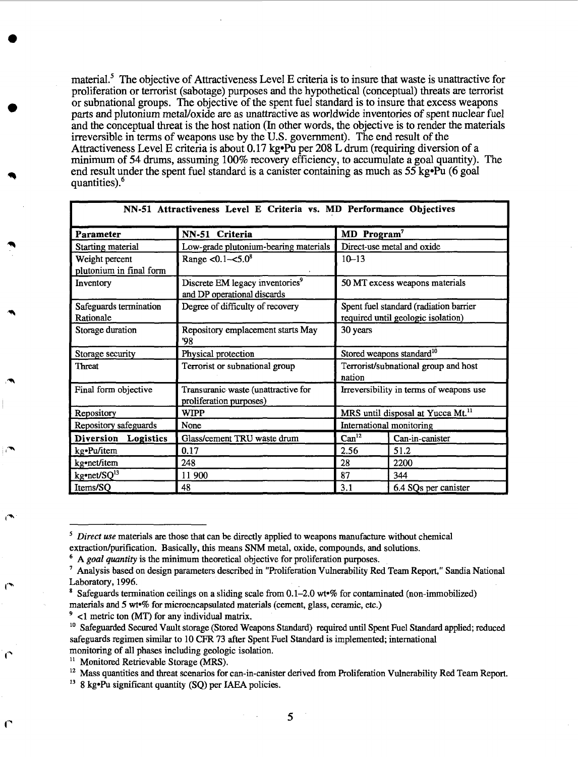material.[5] The objective of Attractiveness Level E criteria is to insure that waste is unattractive for proliferation or terrorist (sabotage) purposes and the hypothetical (conceptual) threats are terrorist or subnational groups. The objective of the spent fuel standard is to insure that excess weapons parts and plutonium metal/oxide are as unattractive as worldwide inventories of spent nuclear fuel and the conceptual threat is the host nation (In other words, the objective is to render the materials irreversible in terms of weapons use by the U.S. government). The end result of the Attractiveness Level E criteria is about 0.17 kg•Pu per 208 L drum (requiring diversion of a minimum of 54 drums, assuming 100% recovery efficiency, to accumulate a goal quantity). The end result under the spent fuel standard is a canister containing as much as 55 kg•Pu (6 goal quantities).[6]

| NN-51 Attractiveness Level E Criteria vs. MD Performance Objectives | | | |
|---|---|---|---|
| **Parameter** | **NN-51 Criteria** | **MD Program**[7] | |
| Starting material | Low-grade plutonium-bearing materials | Direct-use metal and oxide | |
| Weight percent plutonium in final form | Range <0.1–<5.0[8] | 10–13 | |
| Inventory | Discrete EM legacy inventories[9] and DP operational discards | 50 MT excess weapons materials | |
| Safeguards termination Rationale | Degree of difficulty of recovery | Spent fuel standard (radiation barrier required until geologic isolation) | |
| Storage duration | Repository emplacement starts May '98 | 30 years | |
| Storage security | Physical protection | Stored weapons standard[10] | |
| Threat | Terrorist or subnational group | Terrorist/subnational group and host nation | |
| Final form objective | Transuranic waste (unattractive for proliferation purposes) | Irreversibility in terms of weapons use | |
| Repository | WIPP | MRS until disposal at Yucca Mt.[11] | |
| Repository safeguards | None | International monitoring | |
| **Diversion Logistics** | Glass/cement TRU waste drum | Can[12] | Can-in-canister |
| kg•Pu/item | 0.17 | 2.56 | 51.2 |
| kg•net/item | 248 | 28 | 2200 |
| kg•net/SQ[13] | 11 900 | 87 | 344 |
| Items/SQ | 48 | 3.1 | 6.4 SQs per canister |

[5] *Direct use* materials are those that can be directly applied to weapons manufacture without chemical extraction/purification. Basically, this means SNM metal, oxide, compounds, and solutions.

[6] A *goal quantity* is the minimum theoretical objective for proliferation purposes.

[7] Analysis based on design parameters described in "Proliferation Vulnerability Red Team Report," Sandia National Laboratory, 1996.

[8] Safeguards termination ceilings on a sliding scale from 0.1–2.0 wt•% for contaminated (non-immobilized) materials and 5 wt•% for microencapsulated materials (cement, glass, ceramic, etc.)

[9] <1 metric ton (MT) for any individual matrix.

[10] Safeguarded Secured Vault storage (Stored Weapons Standard) required until Spent Fuel Standard applied; reduced safeguards regimen similar to 10 CFR 73 after Spent Fuel Standard is implemented; international monitoring of all phases including geologic isolation.

[11] Monitored Retrievable Storage (MRS).

[12] Mass quantities and threat scenarios for can-in-canister derived from Proliferation Vulnerability Red Team Report.

[13] 8 kg•Pu significant quantity (SQ) per IAEA policies.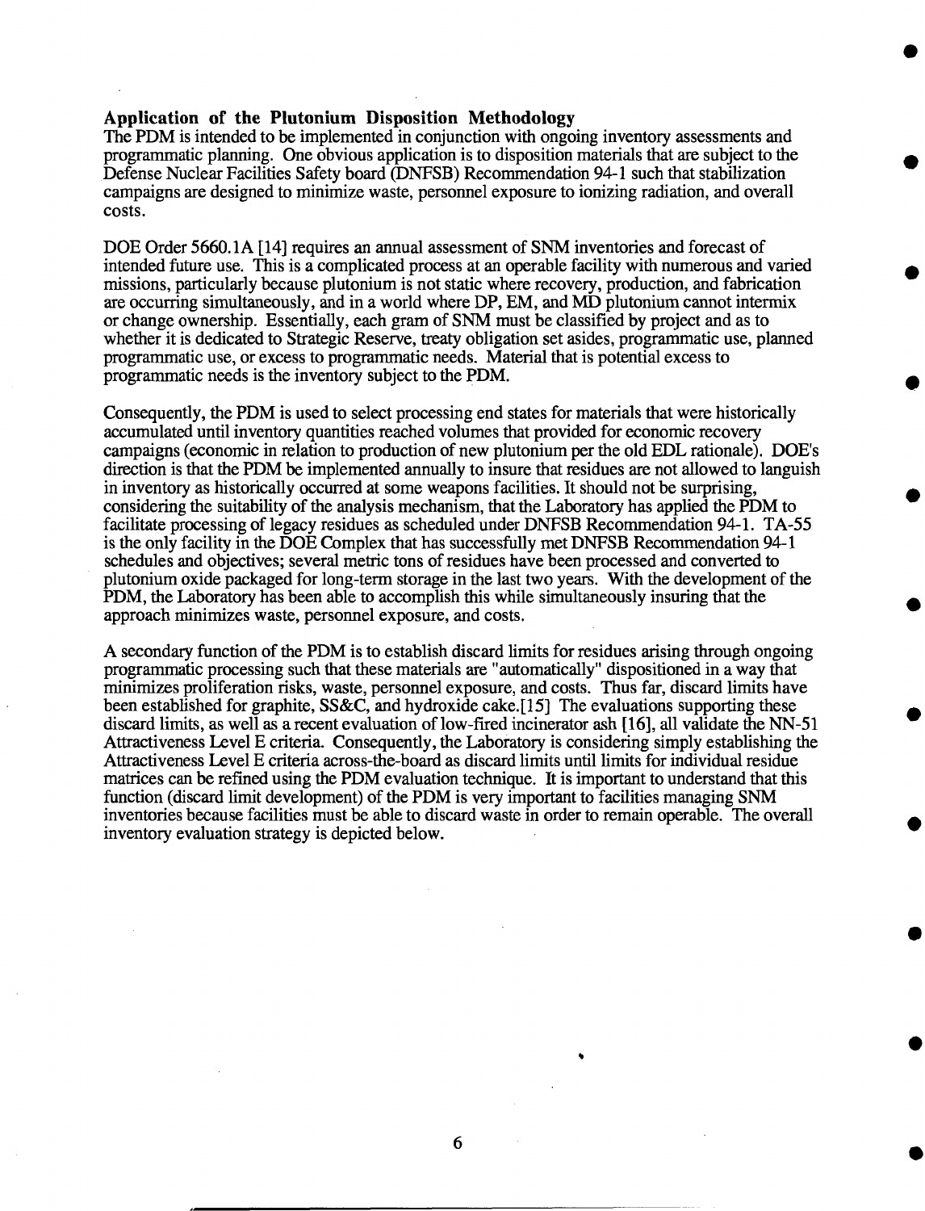### Application of the Plutonium Disposition Methodology

The PDM is intended to be implemented in conjunction with ongoing inventory assessments and programmatic planning. One obvious application is to disposition materials that are subject to the Defense Nuclear Facilities Safety board (DNFSB) Recommendation 94-1 such that stabilization campaigns are designed to minimize waste, personnel exposure to ionizing radiation, and overall costs.

DOE Order 5660.1A [14] requires an annual assessment of SNM inventories and forecast of intended future use. This is a complicated process at an operable facility with numerous and varied missions, particularly because plutonium is not static where recovery, production, and fabrication are occurring simultaneously, and in a world where DP, EM, and MD plutonium cannot intermix or change ownership. Essentially, each gram of SNM must be classified by project and as to whether it is dedicated to Strategic Reserve, treaty obligation set asides, programmatic use, planned programmatic use, or excess to programmatic needs. Material that is potential excess to programmatic needs is the inventory subject to the PDM.

Consequently, the PDM is used to select processing end states for materials that were historically accumulated until inventory quantities reached volumes that provided for economic recovery campaigns (economic in relation to production of new plutonium per the old EDL rationale). DOE's direction is that the PDM be implemented annually to insure that residues are not allowed to languish in inventory as historically occurred at some weapons facilities. It should not be surprising, considering the suitability of the analysis mechanism, that the Laboratory has applied the PDM to facilitate processing of legacy residues as scheduled under DNFSB Recommendation 94-1. TA-55 is the only facility in the DOE Complex that has successfully met DNFSB Recommendation 94-1 schedules and objectives; several metric tons of residues have been processed and converted to plutonium oxide packaged for long-term storage in the last two years. With the development of the PDM, the Laboratory has been able to accomplish this while simultaneously insuring that the approach minimizes waste, personnel exposure, and costs.

A secondary function of the PDM is to establish discard limits for residues arising through ongoing programmatic processing such that these materials are "automatically" dispositioned in a way that minimizes proliferation risks, waste, personnel exposure, and costs. Thus far, discard limits have been established for graphite, SS&C, and hydroxide cake.[15] The evaluations supporting these discard limits, as well as a recent evaluation of low-fired incinerator ash [16], all validate the NN-51 Attractiveness Level E criteria. Consequently, the Laboratory is considering simply establishing the Attractiveness Level E criteria across-the-board as discard limits until limits for individual residue matrices can be refined using the PDM evaluation technique. It is important to understand that this function (discard limit development) of the PDM is very important to facilities managing SNM inventories because facilities must be able to discard waste in order to remain operable. The overall inventory evaluation strategy is depicted below.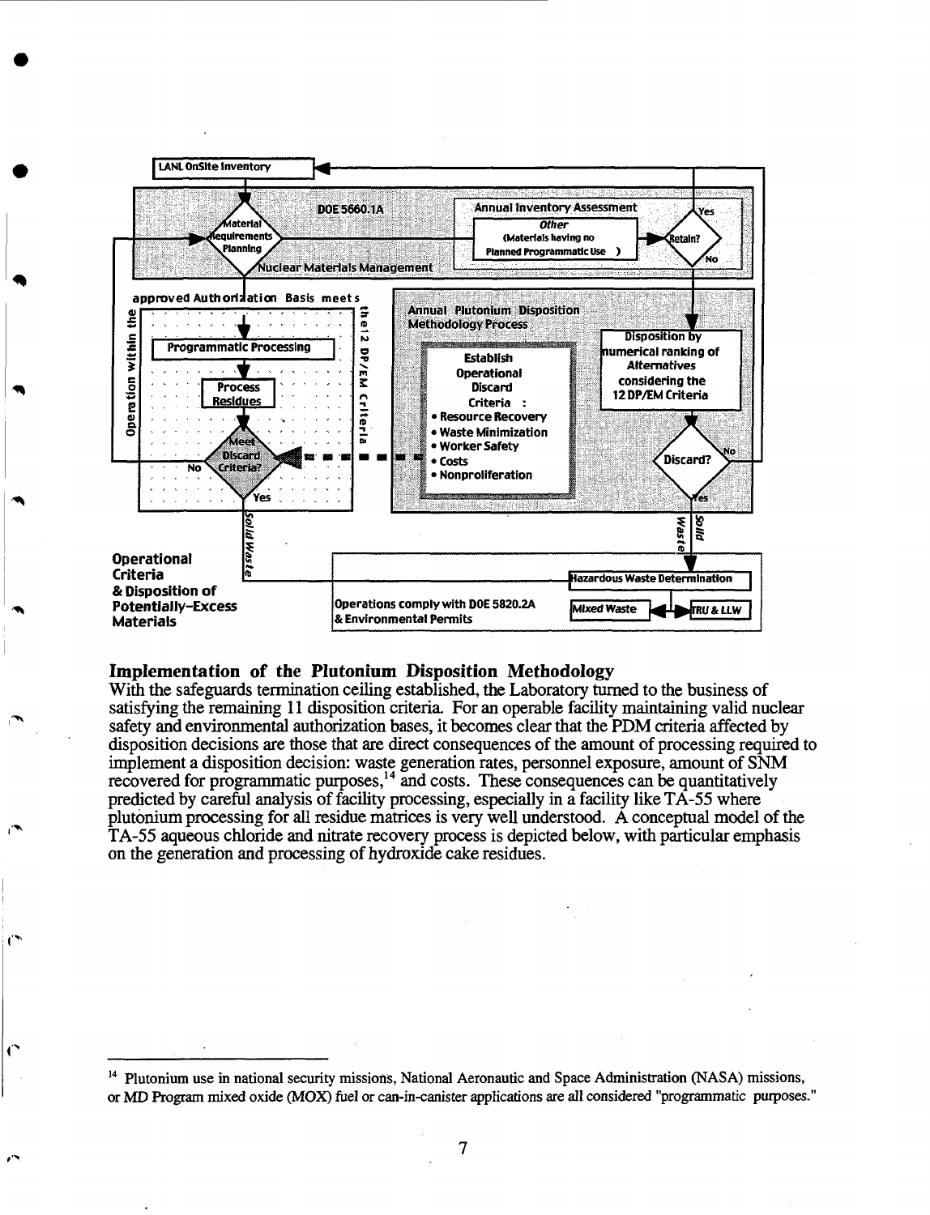LANL OnSite Inventory

DOE 5660.1A

Material Requirements Planning

Nuclear Materials Management

Annual Inventory Assessment

Other (Materials having no Planned Programmatic Use )

Retain?

Yes

No

approved Authorization Basis meets the 12 DP/EM Criteria

Operation within the

Programmatic Processing

Process Residues

Meet Discard Criteria?

No

Yes

Annual Plutonium Disposition Methodology Process

Establish Operational Discard Criteria :

- Resource Recovery
- Waste Minimization
- Worker Safety
- Costs
- Nonproliferation

Disposition by numerical ranking of Alternatives considering the 12 DP/EM Criteria

Discard?

No

Yes

Solid Waste

Solid Waste

Operational Criteria & Disposition of Potentially-Excess Materials

Operations comply with DOE 5820.2A & Environmental Permits

Hazardous Waste Determination

Mixed Waste

TRU & LLW

## Implementation of the Plutonium Disposition Methodology

With the safeguards termination ceiling established, the Laboratory turned to the business of satisfying the remaining 11 disposition criteria. For an operable facility maintaining valid nuclear safety and environmental authorization bases, it becomes clear that the PDM criteria affected by disposition decisions are those that are direct consequences of the amount of processing required to implement a disposition decision: waste generation rates, personnel exposure, amount of SNM recovered for programmatic purposes,[14] and costs. These consequences can be quantitatively predicted by careful analysis of facility processing, especially in a facility like TA-55 where plutonium processing for all residue matrices is very well understood. A conceptual model of the TA-55 aqueous chloride and nitrate recovery process is depicted below, with particular emphasis on the generation and processing of hydroxide cake residues.

---

[14] Plutonium use in national security missions, National Aeronautic and Space Administration (NASA) missions, or MD Program mixed oxide (MOX) fuel or can-in-canister applications are all considered "programmatic purposes."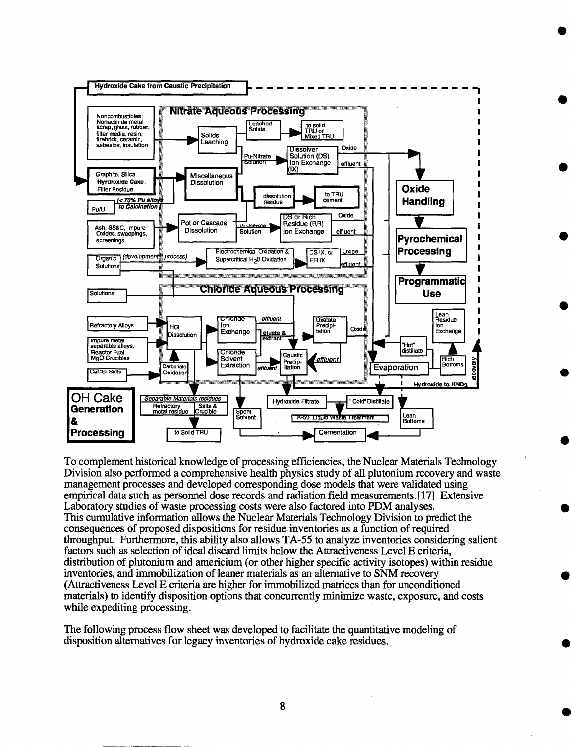To complement historical knowledge of processing efficiencies, the Nuclear Materials Technology Division also performed a comprehensive health physics study of all plutonium recovery and waste management processes and developed corresponding dose models that were validated using empirical data such as personnel dose records and radiation field measurements.[17] Extensive Laboratory studies of waste processing costs were also factored into PDM analyses. This cumulative information allows the Nuclear Materials Technology Division to predict the consequences of proposed dispositions for residue inventories as a function of required throughput. Furthermore, this ability also allows TA-55 to analyze inventories considering salient factors such as selection of ideal discard limits below the Attractiveness Level E criteria, distribution of plutonium and americium (or other higher specific activity isotopes) within residue inventories, and immobilization of leaner materials as an alternative to SNM recovery (Attractiveness Level E criteria are higher for immobilized matrices than for unconditioned materials) to identify disposition options that concurrently minimize waste, exposure, and costs while expediting processing.

The following process flow sheet was developed to facilitate the quantitative modeling of disposition alternatives for legacy inventories of hydroxide cake residues.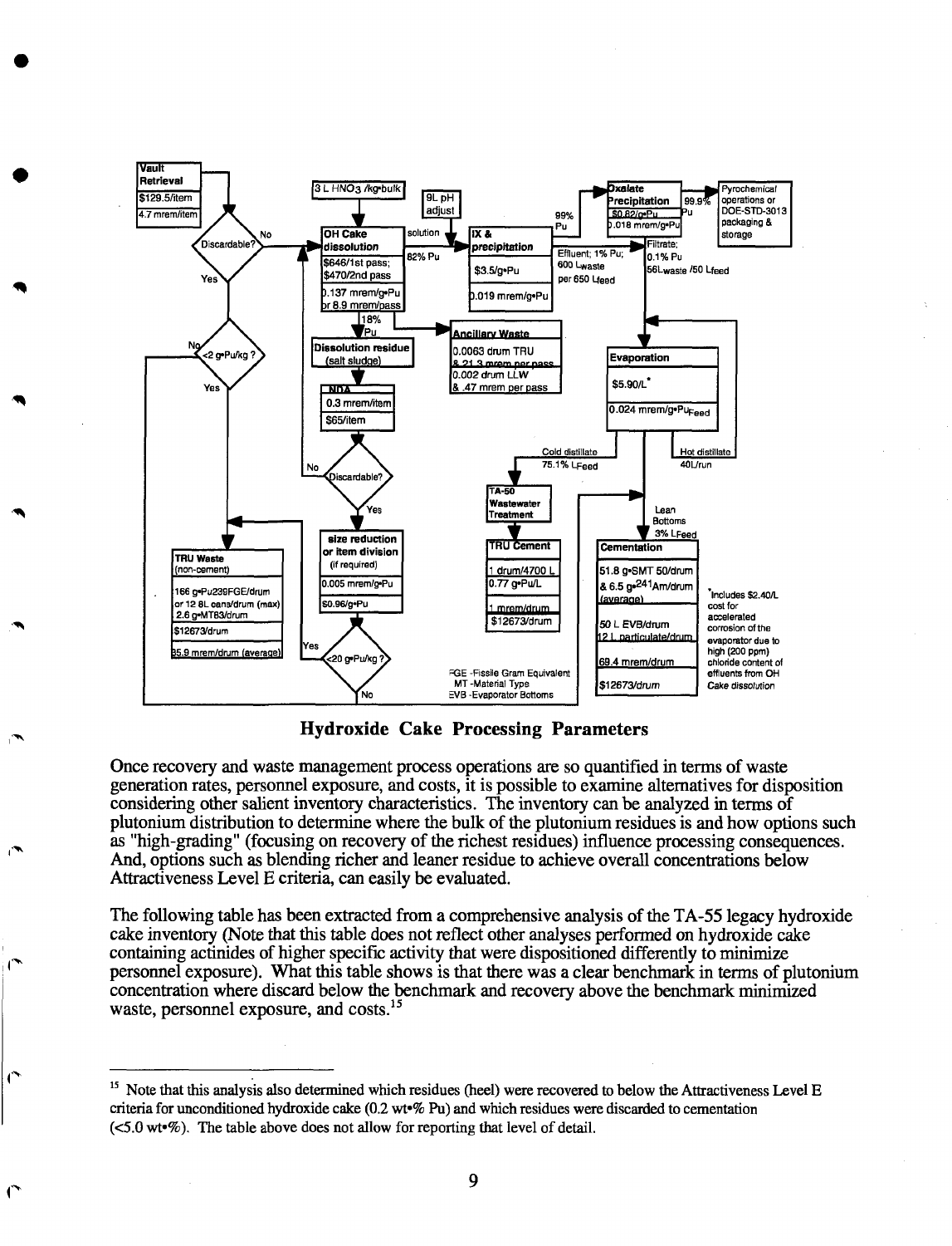Vault Retrieval
$129.5/item
4.7 mrem/item

Discardable? No / Yes

<2 g•Pu/kg ? No / Yes

3 L $HNO_3$ /kg•bulk

OH Cake dissolution
$646/1st pass; $470/2nd pass
0.137 mrem/g•Pu or 8.9 mrem/pass

82% Pu

18% Pu

Dissolution residue (salt sludge)

NDA
0.3 mrem/item
$65/item

Discardable? No / Yes

size reduction or item division (if required)
0.005 mrem/g•Pu
$0.96/g•Pu

<20 g•Pu/kg ? Yes / No

9L pH adjust

solution

IX & precipitation
$3.5/g•Pu
0.019 mrem/g•Pu

Ancillary Waste
0.0063 drum TRU & 21.3 mrem per pass
0.002 drum LLW & .47 mrem per pass

99% Pu

Effluent; 1% Pu; 600 $L_{waste}$ per 650 $L_{feed}$

Oxalate Precipitation
$0.82/g•Pu
0.018 mrem/g•Pu

99.9% Pu

Pyrochemical operations or DOE-STD-3013 packaging & storage

Filtrate; 0.1% Pu
56$L_{waste}$ /50 $L_{feed}$

Evaporation
$5.90/L*
0.024 mrem/g•$Pu_{Feed}$

Cold distillate 75.1% $L_{Feed}$

Hot distillate 40L/run

Lean Bottoms 3% $L_{Feed}$

TA-50 Wastewater Treatment

TRU Cement
1 drum/4700 L
0.77 g•Pu/L
1 mrem/drum
$12673/drum

Cementation
51.8 g•SMT 50/drum & 6.5 g•$^{241}$Am/drum (average)
50 L EVB/drum
12 L particulate/drum
69.4 mrem/drum
$12673/drum

TRU Waste (non-cement)
166 g•Pu239FGE/drum or 12 8L cans/drum (max)
2.6 g•MT83/drum
$12673/drum
85.9 mrem/drum (average)

FGE -Fissile Gram Equivalent
MT -Material Type
EVB -Evaporator Bottoms

*Includes $2.40/L cost for accelerated corrosion of the evaporator due to high (200 ppm) chloride content of effluents from OH Cake dissolution

**Hydroxide Cake Processing Parameters**

Once recovery and waste management process operations are so quantified in terms of waste generation rates, personnel exposure, and costs, it is possible to examine alternatives for disposition considering other salient inventory characteristics. The inventory can be analyzed in terms of plutonium distribution to determine where the bulk of the plutonium residues is and how options such as "high-grading" (focusing on recovery of the richest residues) influence processing consequences. And, options such as blending richer and leaner residue to achieve overall concentrations below Attractiveness Level E criteria, can easily be evaluated.

The following table has been extracted from a comprehensive analysis of the TA-55 legacy hydroxide cake inventory (Note that this table does not reflect other analyses performed on hydroxide cake containing actinides of higher specific activity that were dispositioned differently to minimize personnel exposure). What this table shows is that there was a clear benchmark in terms of plutonium concentration where discard below the benchmark and recovery above the benchmark minimized waste, personnel exposure, and costs.[15]

[15] Note that this analysis also determined which residues (heel) were recovered to below the Attractiveness Level E criteria for unconditioned hydroxide cake (0.2 wt•% Pu) and which residues were discarded to cementation (<5.0 wt•%). The table above does not allow for reporting that level of detail.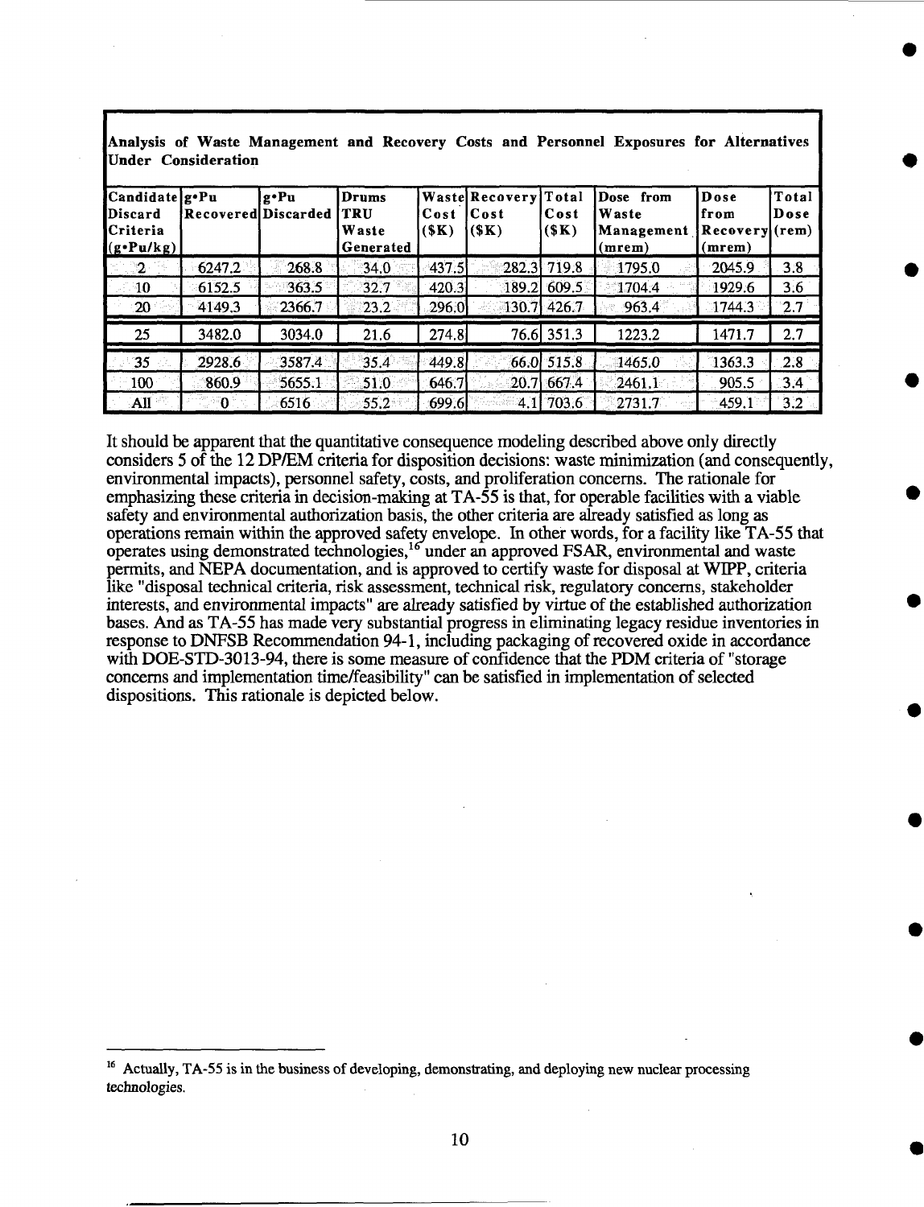**Analysis of Waste Management and Recovery Costs and Personnel Exposures for Alternatives Under Consideration**

| Candidate Discard Criteria (g•Pu/kg) | g•Pu Recovered | g•Pu Discarded | Drums TRU Waste Generated | Waste Cost ($K) | Recovery Cost ($K) | Total Cost ($K) | Dose from Waste Management (mrem) | Dose from Recovery (mrem) | Total Dose (rem) |
|---|---|---|---|---|---|---|---|---|---|
| 2 | 6247.2 | 268.8 | 34.0 | 437.5 | 282.3 | 719.8 | 1795.0 | 2045.9 | 3.8 |
| 10 | 6152.5 | 363.5 | 32.7 | 420.3 | 189.2 | 609.5 | 1704.4 | 1929.6 | 3.6 |
| 20 | 4149.3 | 2366.7 | 23.2 | 296.0 | 130.7 | 426.7 | 963.4 | 1744.3 | 2.7 |
| 25 | 3482.0 | 3034.0 | 21.6 | 274.8 | 76.6 | 351.3 | 1223.2 | 1471.7 | 2.7 |
| 35 | 2928.6 | 3587.4 | 35.4 | 449.8 | 66.0 | 515.8 | 1465.0 | 1363.3 | 2.8 |
| 100 | 860.9 | 5655.1 | 51.0 | 646.7 | 20.7 | 667.4 | 2461.1 | 905.5 | 3.4 |
| All | 0 | 6516 | 55.2 | 699.6 | 4.1 | 703.6 | 2731.7 | 459.1 | 3.2 |

It should be apparent that the quantitative consequence modeling described above only directly considers 5 of the 12 DP/EM criteria for disposition decisions: waste minimization (and consequently, environmental impacts), personnel safety, costs, and proliferation concerns. The rationale for emphasizing these criteria in decision-making at TA-55 is that, for operable facilities with a viable safety and environmental authorization basis, the other criteria are already satisfied as long as operations remain within the approved safety envelope. In other words, for a facility like TA-55 that operates using demonstrated technologies,[16] under an approved FSAR, environmental and waste permits, and NEPA documentation, and is approved to certify waste for disposal at WIPP, criteria like "disposal technical criteria, risk assessment, technical risk, regulatory concerns, stakeholder interests, and environmental impacts" are already satisfied by virtue of the established authorization bases. And as TA-55 has made very substantial progress in eliminating legacy residue inventories in response to DNFSB Recommendation 94-1, including packaging of recovered oxide in accordance with DOE-STD-3013-94, there is some measure of confidence that the PDM criteria of "storage concerns and implementation time/feasibility" can be satisfied in implementation of selected dispositions. This rationale is depicted below.

[16] Actually, TA-55 is in the business of developing, demonstrating, and deploying new nuclear processing technologies.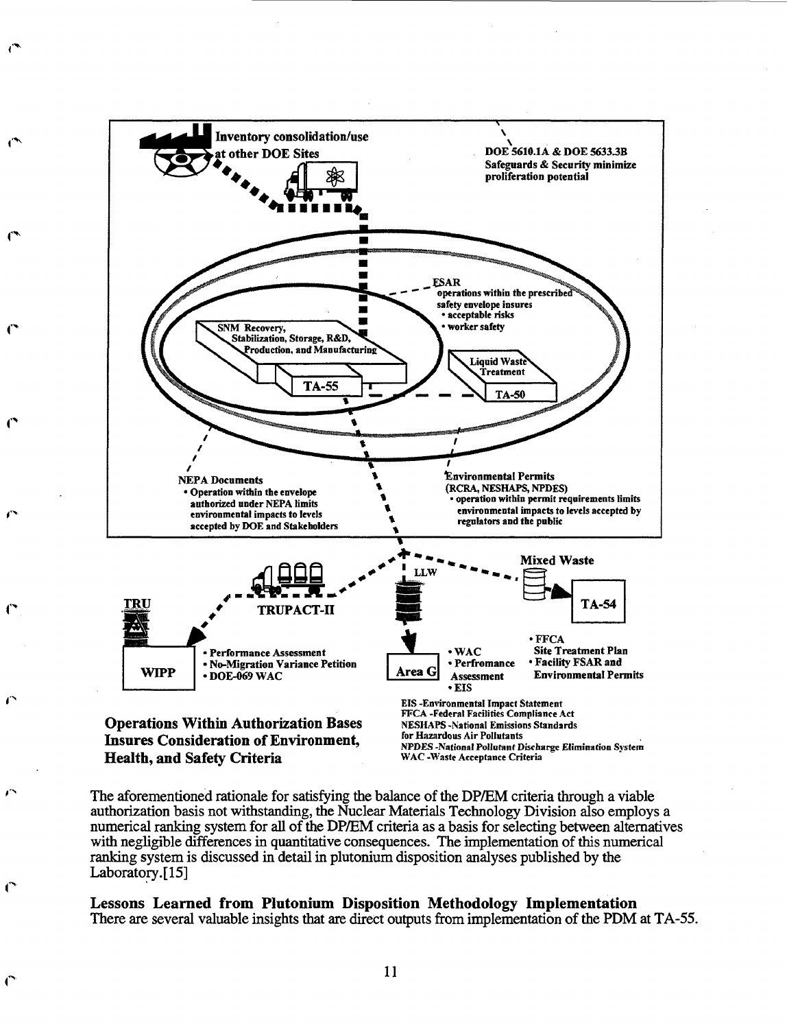Inventory consolidation/use at other DOE Sites

DOE 5610.1A & DOE 5633.3B
Safeguards & Security minimize proliferation potential

FSAR
operations within the prescribed safety envelope insures
- acceptable risks
- worker safety

SNM Recovery, Stabilization, Storage, R&D, Production, and Manufacturing

TA-55

Liquid Waste Treatment

TA-50

NEPA Documents
- Operation within the envelope authorized under NEPA limits environmental impacts to levels accepted by DOE and Stakeholders

Environmental Permits
(RCRA, NESHAPS, NPDES)
- operation within permit requirements limits environmental impacts to levels accepted by regulators and the public

TRU

TRUPACT-II

LLW

Mixed Waste

TA-54

WIPP
- Performance Assessment
- No-Migration Variance Petition
- DOE-069 WAC

Area G
- WAC
- Perfromance Assessment
- EIS

- FFCA Site Treatment Plan
- Facility FSAR and Environmental Permits

**Operations Within Authorization Bases Insures Consideration of Environment, Health, and Safety Criteria**

EIS -Environmental Impact Statement
FFCA -Federal Facilities Compliance Act
NESHAPS -National Emissions Standards for Hazardous Air Pollutants
NPDES -National Pollutant Discharge Elimination System
WAC -Waste Acceptance Criteria

The aforementioned rationale for satisfying the balance of the DP/EM criteria through a viable authorization basis not withstanding, the Nuclear Materials Technology Division also employs a numerical ranking system for all of the DP/EM criteria as a basis for selecting between alternatives with negligible differences in quantitative consequences. The implementation of this numerical ranking system is discussed in detail in plutonium disposition analyses published by the Laboratory.[15]

**Lessons Learned from Plutonium Disposition Methodology Implementation**

There are several valuable insights that are direct outputs from implementation of the PDM at TA-55.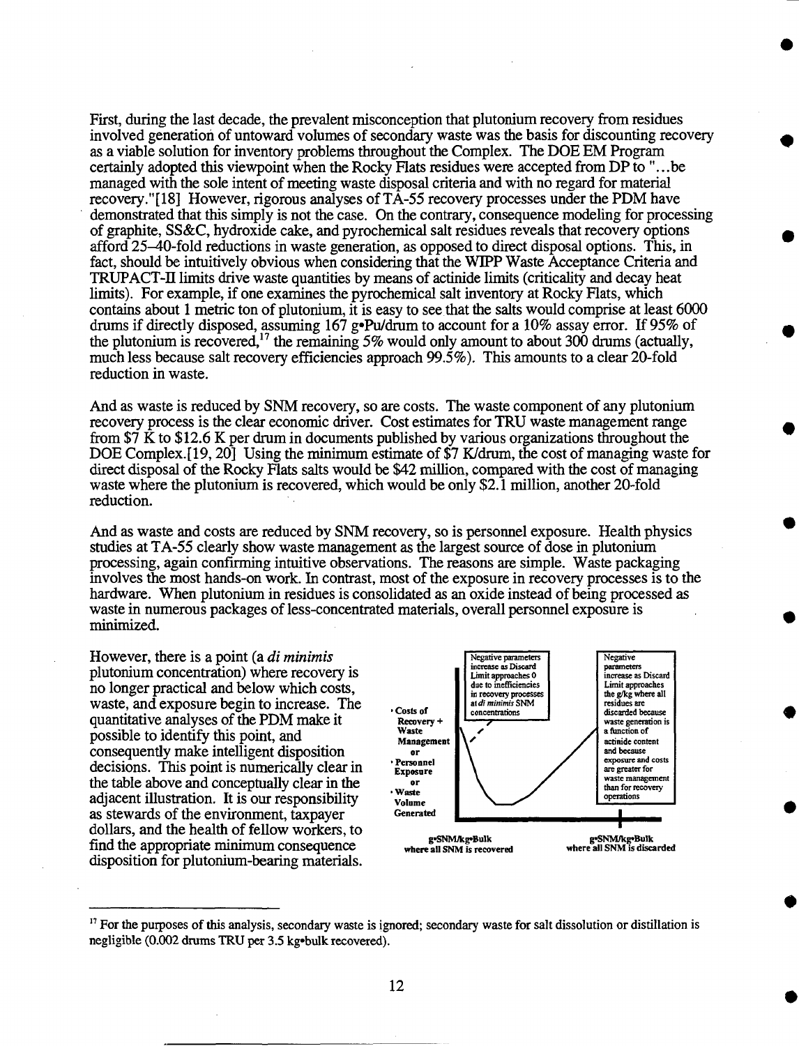First, during the last decade, the prevalent misconception that plutonium recovery from residues involved generation of untoward volumes of secondary waste was the basis for discounting recovery as a viable solution for inventory problems throughout the Complex. The DOE EM Program certainly adopted this viewpoint when the Rocky Flats residues were accepted from DP to "...be managed with the sole intent of meeting waste disposal criteria and with no regard for material recovery."[18] However, rigorous analyses of TA-55 recovery processes under the PDM have demonstrated that this simply is not the case. On the contrary, consequence modeling for processing of graphite, SS&C, hydroxide cake, and pyrochemical salt residues reveals that recovery options afford 25–40-fold reductions in waste generation, as opposed to direct disposal options. This, in fact, should be intuitively obvious when considering that the WIPP Waste Acceptance Criteria and TRUPACT-II limits drive waste quantities by means of actinide limits (criticality and decay heat limits). For example, if one examines the pyrochemical salt inventory at Rocky Flats, which contains about 1 metric ton of plutonium, it is easy to see that the salts would comprise at least 6000 drums if directly disposed, assuming 167 g•Pu/drum to account for a 10% assay error. If 95% of the plutonium is recovered,[17] the remaining 5% would only amount to about 300 drums (actually, much less because salt recovery efficiencies approach 99.5%). This amounts to a clear 20-fold reduction in waste.

And as waste is reduced by SNM recovery, so are costs. The waste component of any plutonium recovery process is the clear economic driver. Cost estimates for TRU waste management range from \$7 K to \$12.6 K per drum in documents published by various organizations throughout the DOE Complex.[19, 20] Using the minimum estimate of \$7 K/drum, the cost of managing waste for direct disposal of the Rocky Flats salts would be \$42 million, compared with the cost of managing waste where the plutonium is recovered, which would be only \$2.1 million, another 20-fold reduction.

And as waste and costs are reduced by SNM recovery, so is personnel exposure. Health physics studies at TA-55 clearly show waste management as the largest source of dose in plutonium processing, again confirming intuitive observations. The reasons are simple. Waste packaging involves the most hands-on work. In contrast, most of the exposure in recovery processes is to the hardware. When plutonium in residues is consolidated as an oxide instead of being processed as waste in numerous packages of less-concentrated materials, overall personnel exposure is minimized.

However, there is a point (a *di minimis* plutonium concentration) where recovery is no longer practical and below which costs, waste, and exposure begin to increase. The quantitative analyses of the PDM make it possible to identify this point, and consequently make intelligent disposition decisions. This point is numerically clear in the table above and conceptually clear in the adjacent illustration. It is our responsibility as stewards of the environment, taxpayer dollars, and the health of fellow workers, to find the appropriate minimum consequence disposition for plutonium-bearing materials.

Negative parameters increase as Discard Limit approaches 0 due to inefficiencies in recovery processes at *di minimis* SNM concentrations

Negative parameters increase as Discard Limit approaches the g/kg where all residues are discarded because waste generation is a function of actinide content and because exposure and costs are greater for waste management than for recovery operations

• Costs of Recovery + Waste Management or • Personnel Exposure or • Waste Volume Generated

g•SNM/kg•Bulk where all SNM is recovered

g•SNM/kg•Bulk where all SNM is discarded

[17] For the purposes of this analysis, secondary waste is ignored; secondary waste for salt dissolution or distillation is negligible (0.002 drums TRU per 3.5 kg•bulk recovered).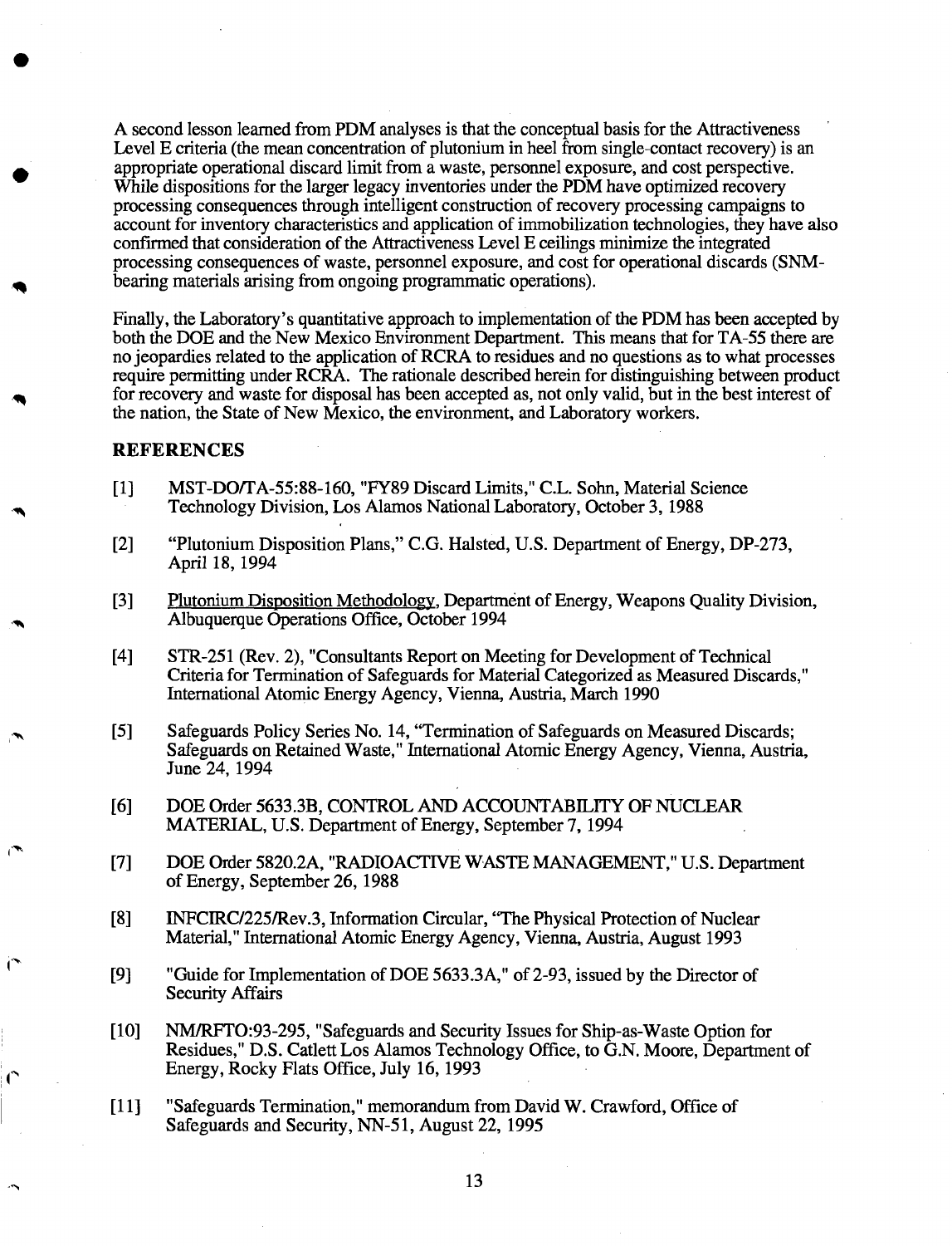A second lesson learned from PDM analyses is that the conceptual basis for the Attractiveness Level E criteria (the mean concentration of plutonium in heel from single-contact recovery) is an appropriate operational discard limit from a waste, personnel exposure, and cost perspective. While dispositions for the larger legacy inventories under the PDM have optimized recovery processing consequences through intelligent construction of recovery processing campaigns to account for inventory characteristics and application of immobilization technologies, they have also confirmed that consideration of the Attractiveness Level E ceilings minimize the integrated processing consequences of waste, personnel exposure, and cost for operational discards (SNM-bearing materials arising from ongoing programmatic operations).

Finally, the Laboratory's quantitative approach to implementation of the PDM has been accepted by both the DOE and the New Mexico Environment Department. This means that for TA-55 there are no jeopardies related to the application of RCRA to residues and no questions as to what processes require permitting under RCRA. The rationale described herein for distinguishing between product for recovery and waste for disposal has been accepted as, not only valid, but in the best interest of the nation, the State of New Mexico, the environment, and Laboratory workers.

## REFERENCES

[1] MST-DO/TA-55:88-160, "FY89 Discard Limits," C.L. Sohn, Material Science Technology Division, Los Alamos National Laboratory, October 3, 1988

[2] "Plutonium Disposition Plans," C.G. Halsted, U.S. Department of Energy, DP-273, April 18, 1994

[3] Plutonium Disposition Methodology, Department of Energy, Weapons Quality Division, Albuquerque Operations Office, October 1994

[4] STR-251 (Rev. 2), "Consultants Report on Meeting for Development of Technical Criteria for Termination of Safeguards for Material Categorized as Measured Discards," International Atomic Energy Agency, Vienna, Austria, March 1990

[5] Safeguards Policy Series No. 14, "Termination of Safeguards on Measured Discards; Safeguards on Retained Waste," International Atomic Energy Agency, Vienna, Austria, June 24, 1994

[6] DOE Order 5633.3B, CONTROL AND ACCOUNTABILITY OF NUCLEAR MATERIAL, U.S. Department of Energy, September 7, 1994

[7] DOE Order 5820.2A, "RADIOACTIVE WASTE MANAGEMENT," U.S. Department of Energy, September 26, 1988

[8] INFCIRC/225/Rev.3, Information Circular, "The Physical Protection of Nuclear Material," International Atomic Energy Agency, Vienna, Austria, August 1993

[9] "Guide for Implementation of DOE 5633.3A," of 2-93, issued by the Director of Security Affairs

[10] NM/RFTO:93-295, "Safeguards and Security Issues for Ship-as-Waste Option for Residues," D.S. Catlett Los Alamos Technology Office, to G.N. Moore, Department of Energy, Rocky Flats Office, July 16, 1993

[11] "Safeguards Termination," memorandum from David W. Crawford, Office of Safeguards and Security, NN-51, August 22, 1995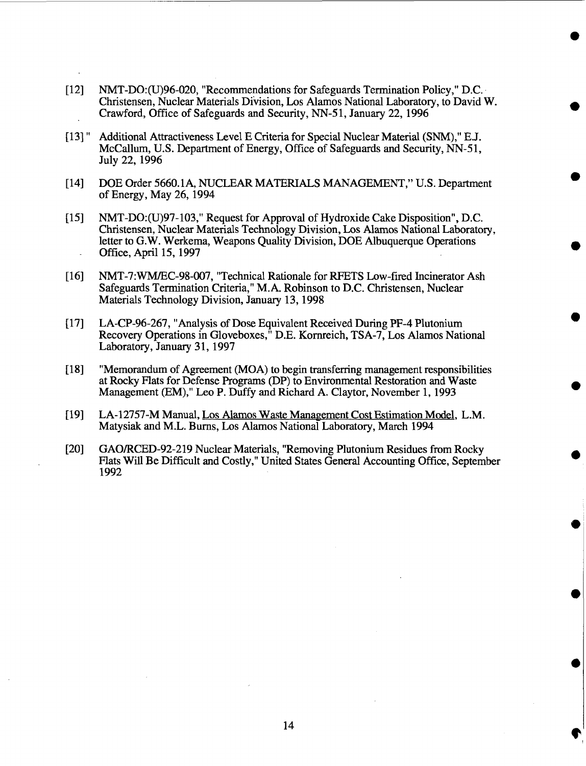[12] NMT-DO:(U)96-020, "Recommendations for Safeguards Termination Policy," D.C. Christensen, Nuclear Materials Division, Los Alamos National Laboratory, to David W. Crawford, Office of Safeguards and Security, NN-51, January 22, 1996

[13] " Additional Attractiveness Level E Criteria for Special Nuclear Material (SNM)," E.J. McCallum, U.S. Department of Energy, Office of Safeguards and Security, NN-51, July 22, 1996

[14] DOE Order 5660.1A, NUCLEAR MATERIALS MANAGEMENT," U.S. Department of Energy, May 26, 1994

[15] NMT-DO:(U)97-103," Request for Approval of Hydroxide Cake Disposition", D.C. Christensen, Nuclear Materials Technology Division, Los Alamos National Laboratory, letter to G.W. Werkema, Weapons Quality Division, DOE Albuquerque Operations Office, April 15, 1997

[16] NMT-7:WM/EC-98-007, "Technical Rationale for RFETS Low-fired Incinerator Ash Safeguards Termination Criteria," M.A. Robinson to D.C. Christensen, Nuclear Materials Technology Division, January 13, 1998

[17] LA-CP-96-267, "Analysis of Dose Equivalent Received During PF-4 Plutonium Recovery Operations in Gloveboxes," D.E. Kornreich, TSA-7, Los Alamos National Laboratory, January 31, 1997

[18] "Memorandum of Agreement (MOA) to begin transferring management responsibilities at Rocky Flats for Defense Programs (DP) to Environmental Restoration and Waste Management (EM)," Leo P. Duffy and Richard A. Claytor, November 1, 1993

[19] LA-12757-M Manual, Los Alamos Waste Management Cost Estimation Model, L.M. Matysiak and M.L. Burns, Los Alamos National Laboratory, March 1994

[20] GAO/RCED-92-219 Nuclear Materials, "Removing Plutonium Residues from Rocky Flats Will Be Difficult and Costly," United States General Accounting Office, September 1992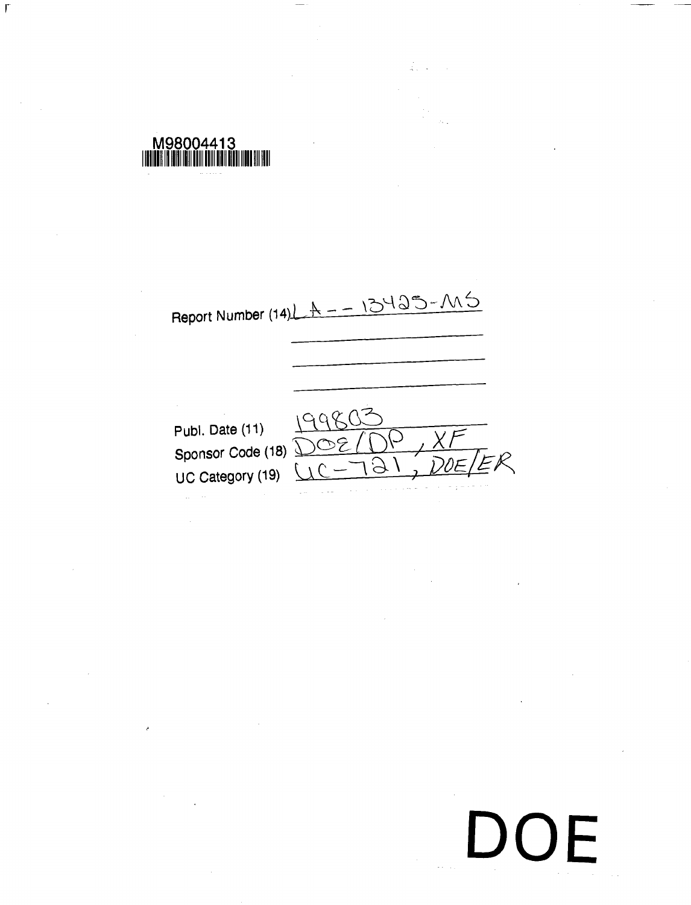M98004413

Report Number (14) LA--13425-MS

Publ. Date (11) 199803

Sponsor Code (18) DOE/DP, XF

UC Category (19) UC-721, DOE/ER

DOE